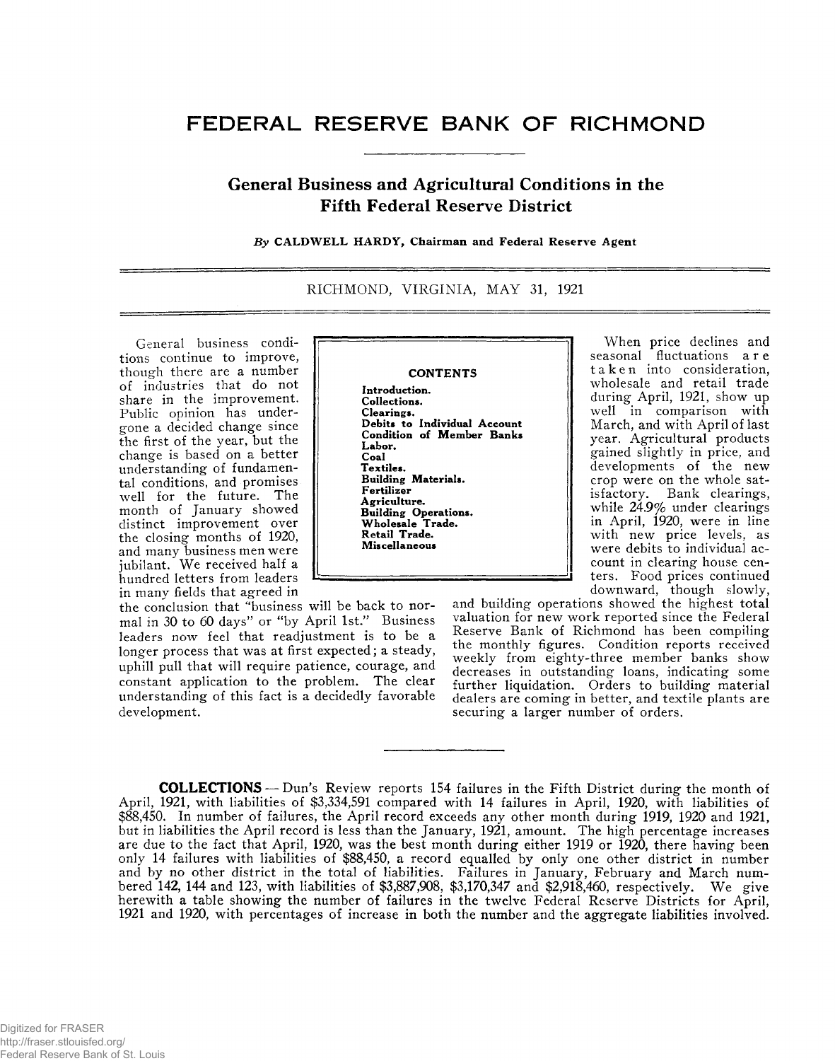# FEDERAL RESERVE BANK OF RICHMOND

## General Business and Agricultural Conditions in the Fifth Federal Reserve District

*By* **CALDWELL HARDY, Chairman and Federal Reserve Agent**

RICHMOND, VIRGINIA, MAY 31, 1921

**CONTENTS**

**Introduction.**
**Collections.**
**Clearings.**
**Debits to Individual Account**
**Condition of Member Banks**
**Labor.**
**Coal**
**Textiles.**
**Building Materials.**
**Fertilizer**
**Agriculture.**
**Building Operations.**
**Wholesale Trade.**
**Retail Trade.**
**Miscellaneous**

General business conditions continue to improve, though there are a number of industries that do not share in the improvement. Public opinion has undergone a decided change since the first of the year, but the change is based on a better understanding of fundamental conditions, and promises well for the future. The month of January showed distinct improvement over the closing months of 1920, and many business men were jubilant. We received half a hundred letters from leaders in many fields that agreed in the conclusion that "business will be back to normal in 30 to 60 days" or "by April 1st." Business leaders now feel that readjustment is to be a longer process that was at first expected; a steady, uphill pull that will require patience, courage, and constant application to the problem. The clear understanding of this fact is a decidedly favorable development.

When price declines and seasonal fluctuations are taken into consideration, wholesale and retail trade during April, 1921, show up well in comparison with March, and with April of last year. Agricultural products gained slightly in price, and developments of the new crop were on the whole satisfactory. Bank clearings, while 24.9% under clearings in April, 1920, were in line with new price levels, as were debits to individual account in clearing house centers. Food prices continued downward, though slowly, and building operations showed the highest total valuation for new work reported since the Federal Reserve Bank of Richmond has been compiling the monthly figures. Condition reports received weekly from eighty-three member banks show decreases in outstanding loans, indicating some further liquidation. Orders to building material dealers are coming in better, and textile plants are securing a larger number of orders.

**COLLECTIONS** — Dun's Review reports 154 failures in the Fifth District during the month of April, 1921, with liabilities of $3,334,591 compared with 14 failures in April, 1920, with liabilities of $88,450. In number of failures, the April record exceeds any other month during 1919, 1920 and 1921, but in liabilities the April record is less than the January, 1921, amount. The high percentage increases are due to the fact that April, 1920, was the best month during either 1919 or 1920, there having been only 14 failures with liabilities of $88,450, a record equalled by only one other district in number and by no other district in the total of liabilities. Failures in January, February and March numbered 142, 144 and 123, with liabilities of $3,887,908, $3,170,347 and $2,918,460, respectively. We give herewith a table showing the number of failures in the twelve Federal Reserve Districts for April, 1921 and 1920, with percentages of increase in both the number and the aggregate liabilities involved.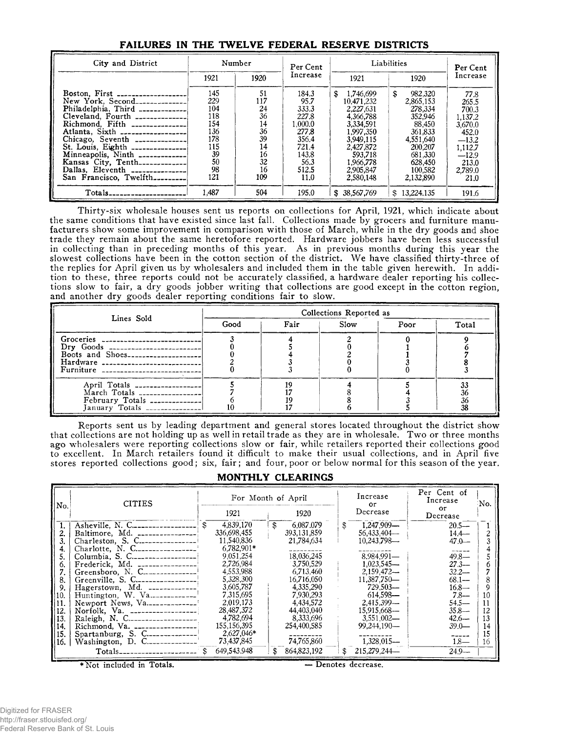## FAILURES IN THE TWELVE FEDERAL RESERVE DISTRICTS

| City and District | Number | | Per Cent Increase | Liabilities | | Per Cent Increase |
|---|---|---|---|---|---|---|
| | 1921 | 1920 | | 1921 | 1920 | |
| Boston, First | 145 | 51 | 184.3 | $ 1,746,699 | $ 982,320 | 77.8 |
| New York, Second | 229 | 117 | 95.7 | 10,471,232 | 2,865,153 | 265.5 |
| Philadelphia, Third | 104 | 24 | 333.3 | 2,227,631 | 278,334 | 700.3 |
| Cleveland, Fourth | 118 | 36 | 227.8 | 4,366,788 | 352,946 | 1,137.2 |
| Richmond, Fifth | 154 | 14 | 1,000.0 | 3,334,591 | 88,450 | 3,670.0 |
| Atlanta, Sixth | 136 | 36 | 277.8 | 1,997,350 | 361,833 | 452.0 |
| Chicago, Seventh | 178 | 39 | 356.4 | 3,949,115 | 4,551,640 | —13.2 |
| St. Louis, Eighth | 115 | 14 | 721.4 | 2,427,872 | 200,207 | 1,112.7 |
| Minneapolis, Ninth | 39 | 16 | 143.8 | 593,718 | 681,330 | —12.9 |
| Kansas City, Tenth | 50 | 32 | 56.3 | 1,966,778 | 628,450 | 213.0 |
| Dallas, Eleventh | 98 | 16 | 512.5 | 2,905,847 | 100,582 | 2,789.0 |
| San Francisco, Twelfth | 121 | 109 | 11.0 | 2,580,148 | 2,132,890 | 21.0 |
| Totals | 1,487 | 504 | 195.0 | $ 38,567,769 | $ 13,224,135 | 191.6 |

Thirty-six wholesale houses sent us reports on collections for April, 1921, which indicate about the same conditions that have existed since last fall. Collections made by grocers and furniture manufacturers show some improvement in comparison with those of March, while in the dry goods and shoe trade they remain about the same heretofore reported. Hardware jobbers have been less successful in collecting than in preceding months of this year. As in previous months during this year the slowest collections have been in the cotton section of the district. We have classified thirty-three of the replies for April given us by wholesalers and included them in the table given herewith. In addition to these, three reports could not be accurately classified, a hardware dealer reporting his collections slow to fair, a dry goods jobber writing that collections are good except in the cotton region, and another dry goods dealer reporting conditions fair to slow.

| Lines Sold | Collections Reported as | | | | |
|---|---|---|---|---|---|
| | Good | Fair | Slow | Poor | Total |
| Groceries | 3 | 4 | 2 | 0 | 9 |
| Dry Goods | 0 | 5 | 0 | 1 | 6 |
| Boots and Shoes | 0 | 4 | 2 | 1 | 7 |
| Hardware | 2 | 3 | 0 | 3 | 8 |
| Furniture | 0 | 3 | 0 | 0 | 3 |
| April Totals | 5 | 19 | 4 | 5 | 33 |
| March Totals | 7 | 17 | 8 | 4 | 36 |
| February Totals | 6 | 19 | 8 | 3 | 36 |
| January Totals | 10 | 17 | 6 | 5 | 38 |

Reports sent us by leading department and general stores located throughout the district show that collections are not holding up as well in retail trade as they are in wholesale. Two or three months ago wholesalers were reporting collections slow or fair, while retailers reported their collections good to excellent. In March retailers found it difficult to make their usual collections, and in April five stores reported collections good; six, fair; and four, poor or below normal for this season of the year.

## MONTHLY CLEARINGS

| No. | CITIES | For Month of April | | Increase or Decrease | Per Cent of Increase or Decrease | No. |
|---|---|---|---|---|---|---|
| | | 1921 | 1920 | | | |
| 1. | Asheville, N. C. | $ 4,839,170 | $ 6,087,079 | $ 1,247,909— | 20.5— | 1 |
| 2. | Baltimore, Md. | 336,698,455 | 393,131,859 | 56,433,404— | 14.4— | 2 |
| 3. | Charleston, S. C. | 11,540,836 | 21,784,634 | 10,243,798— | 47.0— | 3 |
| 4. | Charlotte, N. C. | 6,782,901* | --------- | --------- | ----- | 4 |
| 5. | Columbia, S. C. | 9,051,254 | 18,036,245 | 8,984,991— | 49.8— | 5 |
| 6. | Frederick, Md. | 2,726,984 | 3,750,529 | 1,023,545— | 27.3— | 6 |
| 7. | Greensboro, N. C. | 4,553,988 | 6,713,460 | 2,159,472— | 32.2— | 7 |
| 8. | Greenville, S. C. | 5,328,300 | 16,716,050 | 11,387,750— | 68.1— | 8 |
| 9. | Hagerstown, Md. | 3,605,787 | 4,335,290 | 729,503— | 16.8— | 9 |
| 10. | Huntington, W. Va. | 7,315,695 | 7,930,293 | 614,598— | 7.8— | 10 |
| 11. | Newport News, Va. | 2,019,173 | 4,434,572 | 2,415,399— | 54.5— | 11 |
| 12. | Norfolk, Va. | 28,487,372 | 44,403,040 | 15,915,668— | 35.8— | 12 |
| 13. | Raleigh, N. C. | 4,782,694 | 8,333,696 | 3,551,002— | 42.6— | 13 |
| 14. | Richmond, Va. | 155,156,395 | 254,400,585 | 99,244,190— | 39.0— | 14 |
| 15. | Spartanburg, S. C. | 2,627,046* | --------- | --------- | ----- | 15 |
| 16. | Washington, D. C. | 73,437,845 | 74,765,860 | 1,328,015— | 1.8— | 16 |
| | Totals | $ 649,543,948 | $ 864,823,192 | $ 215,279,244— | 24.9— | |

*Not included in Totals. — Denotes decrease.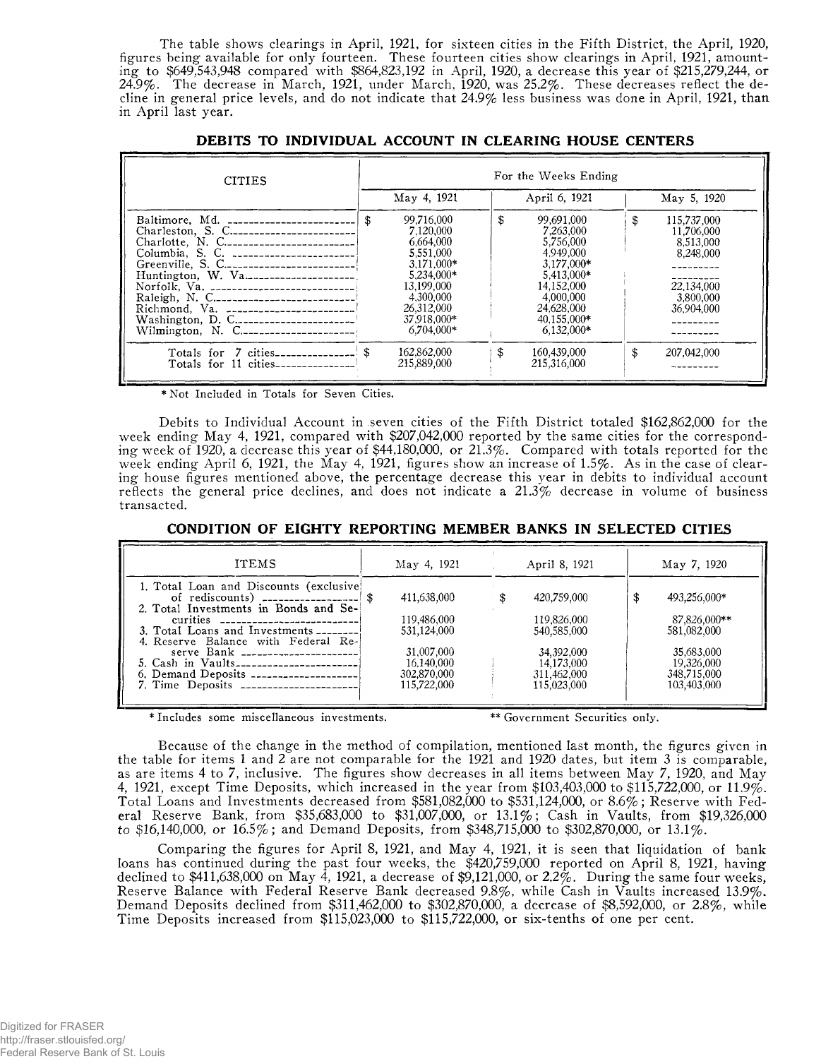The table shows clearings in April, 1921, for sixteen cities in the Fifth District, the April, 1920, figures being available for only fourteen. These fourteen cities show clearings in April, 1921, amounting to $649,543,948 compared with $864,823,192 in April, 1920, a decrease this year of $215,279,244, or 24.9%. The decrease in March, 1921, under March, 1920, was 25.2%. These decreases reflect the decline in general price levels, and do not indicate that 24.9% less business was done in April, 1921, than in April last year.

## DEBITS TO INDIVIDUAL ACCOUNT IN CLEARING HOUSE CENTERS

| CITIES | For the Weeks Ending | | |
|---|---|---|---|
| | May 4, 1921 | April 6, 1921 | May 5, 1920 |
| Baltimore, Md. | $ 99,716,000 | $ 99,691,000 | $ 115,737,000 |
| Charleston, S. C. | 7,120,000 | 7,263,000 | 11,706,000 |
| Charlotte, N. C. | 6,664,000 | 5,756,000 | 8,513,000 |
| Columbia, S. C. | 5,551,000 | 4,949,000 | 8,248,000 |
| Greenville, S. C. | 3,171,000* | 3,177,000* | --------- |
| Huntington, W. Va. | 5,234,000* | 5,413,000* | --------- |
| Norfolk, Va. | 13,199,000 | 14,152,000 | 22,134,000 |
| Raleigh, N. C. | 4,300,000 | 4,000,000 | 3,800,000 |
| Richmond, Va. | 26,312,000 | 24,628,000 | 36,904,000 |
| Washington, D. C. | 37,918,000* | 40,155,000* | --------- |
| Wilmington, N. C. | 6,704,000* | 6,132,000* | --------- |
| Totals for 7 cities | $ 162,862,000 | $ 160,439,000 | $ 207,042,000 |
| Totals for 11 cities | 215,889,000 | 215,316,000 | --------- |

* Not Included in Totals for Seven Cities.

Debits to Individual Account in seven cities of the Fifth District totaled $162,862,000 for the week ending May 4, 1921, compared with $207,042,000 reported by the same cities for the corresponding week of 1920, a decrease this year of $44,180,000, or 21.3%. Compared with totals reported for the week ending April 6, 1921, the May 4, 1921, figures show an increase of 1.5%. As in the case of clearing house figures mentioned above, the percentage decrease this year in debits to individual account reflects the general price declines, and does not indicate a 21.3% decrease in volume of business transacted.

## CONDITION OF EIGHTY REPORTING MEMBER BANKS IN SELECTED CITIES

| ITEMS | May 4, 1921 | April 8, 1921 | May 7, 1920 |
|---|---|---|---|
| 1. Total Loan and Discounts (exclusive of rediscounts) | $ 411,638,000 | $ 420,759,000 | $ 493,256,000* |
| 2. Total Investments in Bonds and Securities | 119,486,000 | 119,826,000 | 87,826,000** |
| 3. Total Loans and Investments | 531,124,000 | 540,585,000 | 581,082,000 |
| 4. Reserve Balance with Federal Reserve Bank | 31,007,000 | 34,392,000 | 35,683,000 |
| 5. Cash in Vaults | 16,140,000 | 14,173,000 | 19,326,000 |
| 6. Demand Deposits | 302,870,000 | 311,462,000 | 348,715,000 |
| 7. Time Deposits | 115,722,000 | 115,023,000 | 103,403,000 |

* Includes some miscellaneous investments. ** Government Securities only.

Because of the change in the method of compilation, mentioned last month, the figures given in the table for items 1 and 2 are not comparable for the 1921 and 1920 dates, but item 3 is comparable, as are items 4 to 7, inclusive. The figures show decreases in all items between May 7, 1920, and May 4, 1921, except Time Deposits, which increased in the year from $103,403,000 to $115,722,000, or 11.9%. Total Loans and Investments decreased from $581,082,000 to $531,124,000, or 8.6%; Reserve with Federal Reserve Bank, from $35,683,000 to $31,007,000, or 13.1%; Cash in Vaults, from $19,326,000 to $16,140,000, or 16.5%; and Demand Deposits, from $348,715,000 to $302,870,000, or 13.1%.

Comparing the figures for April 8, 1921, and May 4, 1921, it is seen that liquidation of bank loans has continued during the past four weeks, the $420,759,000 reported on April 8, 1921, having declined to $411,638,000 on May 4, 1921, a decrease of $9,121,000, or 2.2%. During the same four weeks, Reserve Balance with Federal Reserve Bank decreased 9.8%, while Cash in Vaults increased 13.9%. Demand Deposits declined from $311,462,000 to $302,870,000, a decrease of $8,592,000, or 2.8%, while Time Deposits increased from $115,023,000 to $115,722,000, or six-tenths of one per cent.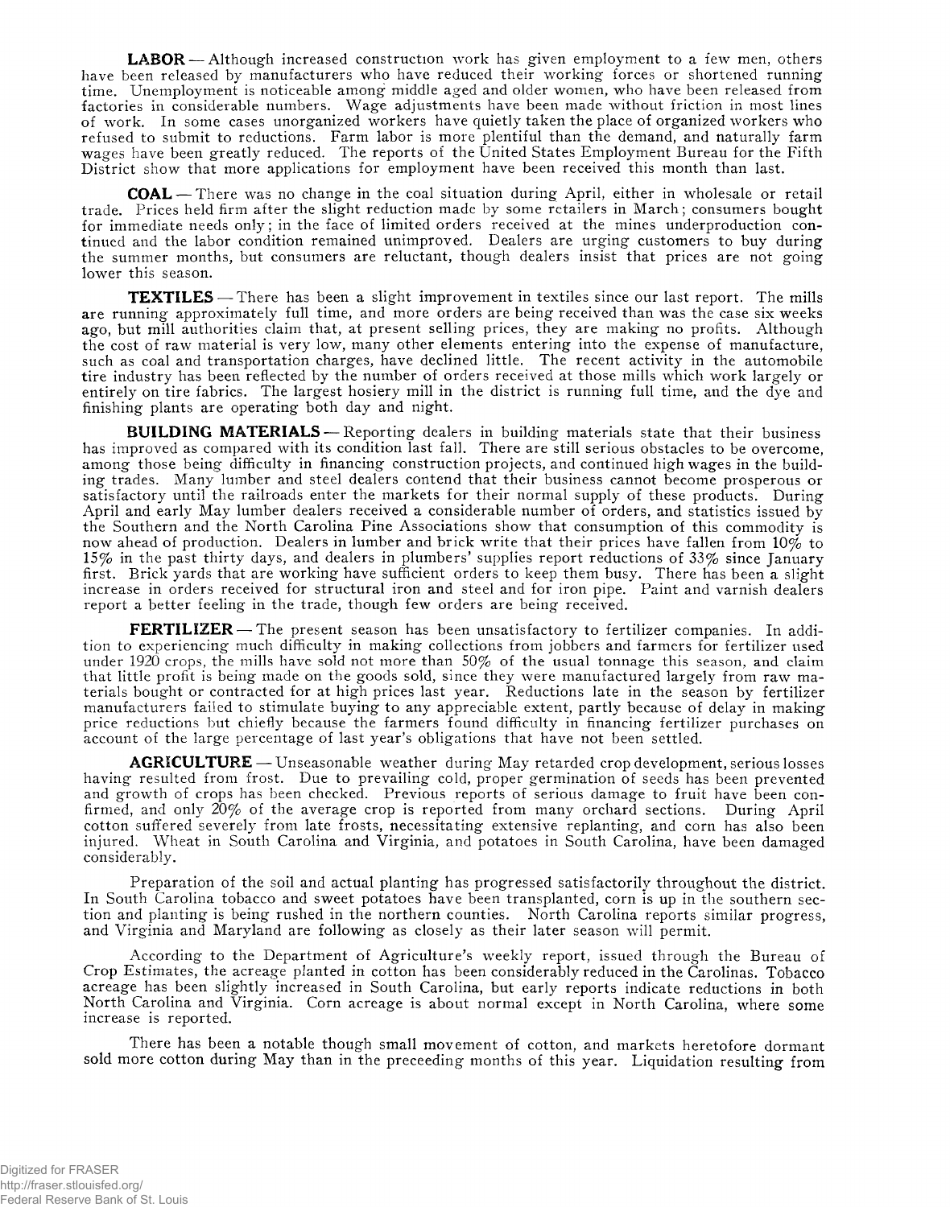**LABOR** — Although increased construction work has given employment to a few men, others have been released by manufacturers who have reduced their working forces or shortened running time. Unemployment is noticeable among middle aged and older women, who have been released from factories in considerable numbers. Wage adjustments have been made without friction in most lines of work. In some cases unorganized workers have quietly taken the place of organized workers who refused to submit to reductions. Farm labor is more plentiful than the demand, and naturally farm wages have been greatly reduced. The reports of the United States Employment Bureau for the Fifth District show that more applications for employment have been received this month than last.

**COAL** — There was no change in the coal situation during April, either in wholesale or retail trade. Prices held firm after the slight reduction made by some retailers in March; consumers bought for immediate needs only; in the face of limited orders received at the mines underproduction continued and the labor condition remained unimproved. Dealers are urging customers to buy during the summer months, but consumers are reluctant, though dealers insist that prices are not going lower this season.

**TEXTILES** — There has been a slight improvement in textiles since our last report. The mills are running approximately full time, and more orders are being received than was the case six weeks ago, but mill authorities claim that, at present selling prices, they are making no profits. Although the cost of raw material is very low, many other elements entering into the expense of manufacture, such as coal and transportation charges, have declined little. The recent activity in the automobile tire industry has been reflected by the number of orders received at those mills which work largely or entirely on tire fabrics. The largest hosiery mill in the district is running full time, and the dye and finishing plants are operating both day and night.

**BUILDING MATERIALS** — Reporting dealers in building materials state that their business has improved as compared with its condition last fall. There are still serious obstacles to be overcome, among those being difficulty in financing construction projects, and continued high wages in the building trades. Many lumber and steel dealers contend that their business cannot become prosperous or satisfactory until the railroads enter the markets for their normal supply of these products. During April and early May lumber dealers received a considerable number of orders, and statistics issued by the Southern and the North Carolina Pine Associations show that consumption of this commodity is now ahead of production. Dealers in lumber and brick write that their prices have fallen from 10% to 15% in the past thirty days, and dealers in plumbers' supplies report reductions of 33% since January first. Brick yards that are working have sufficient orders to keep them busy. There has been a slight increase in orders received for structural iron and steel and for iron pipe. Paint and varnish dealers report a better feeling in the trade, though few orders are being received.

**FERTILIZER** — The present season has been unsatisfactory to fertilizer companies. In addition to experiencing much difficulty in making collections from jobbers and farmers for fertilizer used under 1920 crops, the mills have sold not more than 50% of the usual tonnage this season, and claim that little profit is being made on the goods sold, since they were manufactured largely from raw materials bought or contracted for at high prices last year. Reductions late in the season by fertilizer manufacturers failed to stimulate buying to any appreciable extent, partly because of delay in making price reductions but chiefly because the farmers found difficulty in financing fertilizer purchases on account of the large percentage of last year's obligations that have not been settled.

**AGRICULTURE** — Unseasonable weather during May retarded crop development, serious losses having resulted from frost. Due to prevailing cold, proper germination of seeds has been prevented and growth of crops has been checked. Previous reports of serious damage to fruit have been confirmed, and only 20% of the average crop is reported from many orchard sections. During April cotton suffered severely from late frosts, necessitating extensive replanting, and corn has also been injured. Wheat in South Carolina and Virginia, and potatoes in South Carolina, have been damaged considerably.

Preparation of the soil and actual planting has progressed satisfactorily throughout the district. In South Carolina tobacco and sweet potatoes have been transplanted, corn is up in the southern section and planting is being rushed in the northern counties. North Carolina reports similar progress, and Virginia and Maryland are following as closely as their later season will permit.

According to the Department of Agriculture's weekly report, issued through the Bureau of Crop Estimates, the acreage planted in cotton has been considerably reduced in the Carolinas. Tobacco acreage has been slightly increased in South Carolina, but early reports indicate reductions in both North Carolina and Virginia. Corn acreage is about normal except in North Carolina, where some increase is reported.

There has been a notable though small movement of cotton, and markets heretofore dormant sold more cotton during May than in the preceeding months of this year. Liquidation resulting from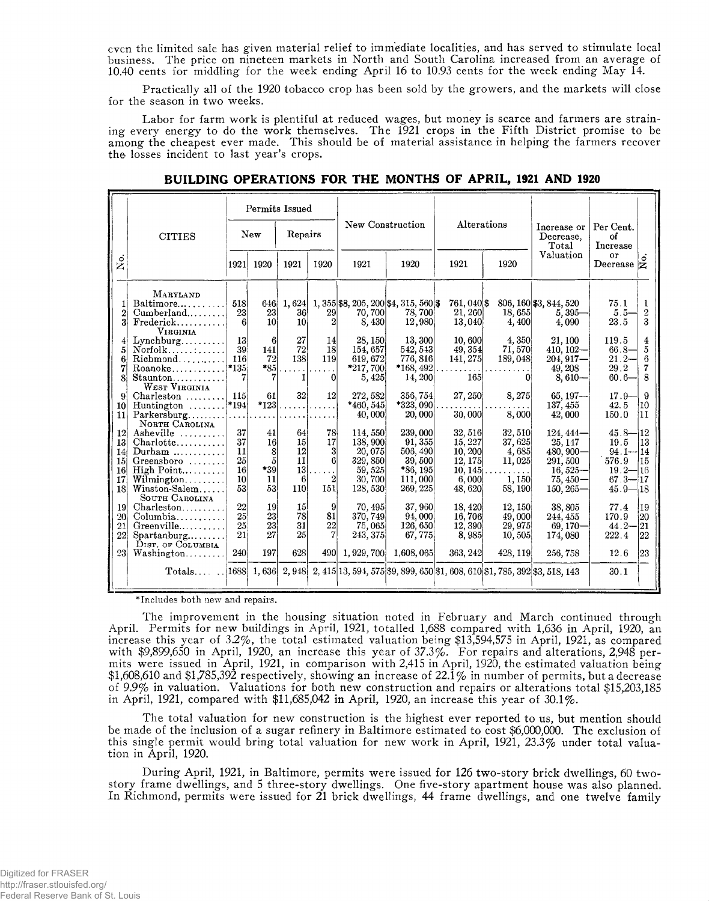even the limited sale has given material relief to immediate localities, and has served to stimulate local business. The price on nineteen markets in North and South Carolina increased from an average of 10.40 cents for middling for the week ending April 16 to 10.93 cents for the week ending May 14.

Practically all of the 1920 tobacco crop has been sold by the growers, and the markets will close for the season in two weeks.

Labor for farm work is plentiful at reduced wages, but money is scarce and farmers are straining every energy to do the work themselves. The 1921 crops in the Fifth District promise to be among the cheapest ever made. This should be of material assistance in helping the farmers recover the losses incident to last year's crops.

## BUILDING OPERATIONS FOR THE MONTHS OF APRIL, 1921 AND 1920

| No. | CITIES | Permits Issued | | | | New Construction | | Alterations | | Increase or Decrease, Total Valuation | Per Cent. of Increase or Decrease | No. |
|---|---|---|---|---|---|---|---|---|---|---|---|---|
| | | New | | Repairs | | | | | | | | |
| | | 1921 | 1920 | 1921 | 1920 | 1921 | 1920 | 1921 | 1920 | | | |
| | **MARYLAND** | | | | | | | | | | | |
| 1 | Baltimore | 518 | 646 | 1,624 | 1,355 | $8,205,200 | $4,315,560 | $761,040 | $806,160 | $3,844,520 | 75.1 | 1 |
| 2 | Cumberland | 23 | 23 | 36 | 29 | 70,700 | 78,700 | 21,260 | 18,655 | 5,395— | 5.5— | 2 |
| 3 | Frederick | 6 | 10 | 10 | 2 | 8,430 | 12,980 | 13,040 | 4,400 | 4,090 | 23.5 | 3 |
| | **VIRGINIA** | | | | | | | | | | | |
| 4 | Lynchburg | 13 | 6 | 27 | 14 | 28,150 | 13,300 | 10,600 | 4,350 | 21,100 | 119.5 | 4 |
| 5 | Norfolk | 39 | 141 | 72 | 18 | 154,657 | 542,543 | 49,354 | 71,570 | 410,102— | 66.8— | 5 |
| 6 | Richmond | 116 | 72 | 138 | 119 | 619,672 | 776,816 | 141,275 | 189,048 | 204,917— | 21.2— | 6 |
| 7 | Roanoke | *135 | *85 | ...... | ...... | *217,700 | *168,492 | .......... | .......... | 49,208 | 29.2 | 7 |
| 8 | Staunton | 7 | 7 | 1 | 0 | 5,425 | 14,200 | 165 | 0 | 8,610— | 60.6— | 8 |
| | **WEST VIRGINIA** | | | | | | | | | | | |
| 9 | Charleston | 115 | 61 | 32 | 12 | 272,582 | 356,754 | 27,250 | 8,275 | 65,197— | 17.9— | 9 |
| 10 | Huntington | *194 | *123 | ...... | ...... | *460,545 | *323,090 | .......... | .......... | 137,455 | 42.5 | 10 |
| 11 | Parkersburg | ...... | ...... | ...... | ...... | 40,000 | 20,000 | 30,000 | 8,000 | 42,000 | 150.0 | 11 |
| | **NORTH CAROLINA** | | | | | | | | | | | |
| 12 | Asheville | 37 | 41 | 64 | 78 | 114,550 | 239,000 | 32,516 | 32,510 | 124,444— | 45.8— | 12 |
| 13 | Charlotte | 37 | 16 | 15 | 17 | 138,900 | 91,355 | 15,227 | 37,625 | 25,147 | 19.5 | 13 |
| 14 | Durham | 11 | 8 | 12 | 3 | 20,075 | 506,490 | 10,200 | 4,685 | 480,900— | 94.1— | 14 |
| 15 | Greensboro | 25 | 5 | 11 | 6 | 329,850 | 39,500 | 12,175 | 11,025 | 291,500 | 576.9 | 15 |
| 16 | High Point | 16 | *39 | 13 | ...... | 59,525 | *86,195 | 10,145 | .......... | 16,525— | 19.2— | 16 |
| 17 | Wilmington | 10 | 11 | 6 | 2 | 30,700 | 111,000 | 6,000 | 1,150 | 75,450— | 67.3— | 17 |
| 18 | Winston-Salem | 53 | 53 | 110 | 151 | 128,530 | 269,225 | 48,620 | 58,190 | 150,265— | 45.9— | 18 |
| | **SOUTH CAROLINA** | | | | | | | | | | | |
| 19 | Charleston | 22 | 19 | 15 | 9 | 70,495 | 37,960 | 18,420 | 12,150 | 38,805 | 77.4 | 19 |
| 20 | Columbia | 25 | 23 | 78 | 81 | 370,749 | 94,000 | 16,706 | 49,000 | 244,455 | 170.9 | 20 |
| 21 | Greenville | 25 | 23 | 31 | 22 | 75,065 | 126,650 | 12,390 | 29,975 | 69,170— | 44.2— | 21 |
| 22 | Spartanburg | 21 | 27 | 25 | 7 | 243,375 | 67,775 | 8,985 | 10,505 | 174,080 | 222.4 | 22 |
| | **DIST. OF COLUMBIA** | | | | | | | | | | | |
| 23 | Washington | 240 | 197 | 628 | 490 | 1,929,700 | 1,608,065 | 363,242 | 428,119 | 256,758 | 12.6 | 23 |
| | Totals | 1688 | 1,636 | 2,948 | 2,415 | 13,594,575 | $9,899,650 | $1,608,610 | $1,785,392 | $3,518,143 | 30.1 | |

*Includes both new and repairs.

The improvement in the housing situation noted in February and March continued through April. Permits for new buildings in April, 1921, totalled 1,688 compared with 1,636 in April, 1920, an increase this year of 3.2%, the total estimated valuation being $13,594,575 in April, 1921, as compared with $9,899,650 in April, 1920, an increase this year of 37.3%. For repairs and alterations, 2,948 permits were issued in April, 1921, in comparison with 2,415 in April, 1920, the estimated valuation being $1,608,610 and $1,785,392 respectively, showing an increase of 22.1% in number of permits, but a decrease of 9.9% in valuation. Valuations for both new construction and repairs or alterations total $15,203,185 in April, 1921, compared with $11,685,042 in April, 1920, an increase this year of 30.1%.

The total valuation for new construction is the highest ever reported to us, but mention should be made of the inclusion of a sugar refinery in Baltimore estimated to cost $6,000,000. The exclusion of this single permit would bring total valuation for new work in April, 1921, 23.3% under total valuation in April, 1920.

During April, 1921, in Baltimore, permits were issued for 126 two-story brick dwellings, 60 two-story frame dwellings, and 5 three-story dwellings. One five-story apartment house was also planned. In Richmond, permits were issued for 21 brick dwellings, 44 frame dwellings, and one twelve family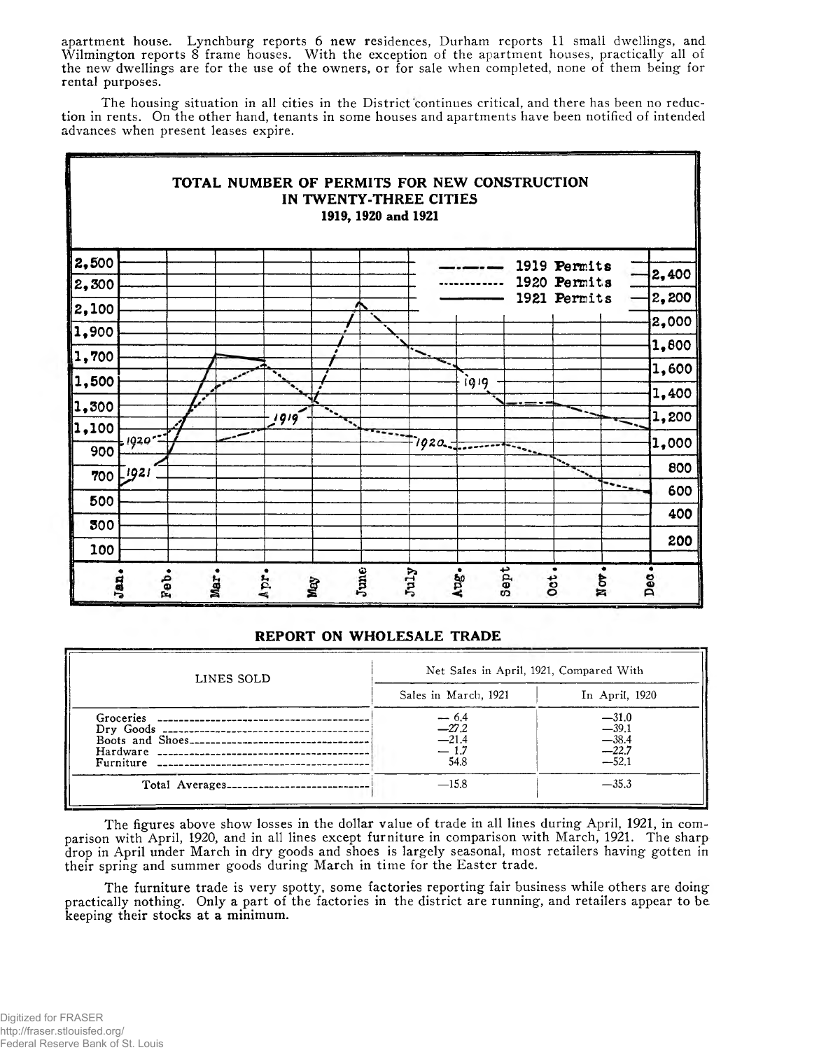apartment house. Lynchburg reports 6 new residences, Durham reports 11 small dwellings, and Wilmington reports 8 frame houses. With the exception of the apartment houses, practically all of the new dwellings are for the use of the owners, or for sale when completed, none of them being for rental purposes.

The housing situation in all cities in the District continues critical, and there has been no reduction in rents. On the other hand, tenants in some houses and apartments have been notified of intended advances when present leases expire.

**TOTAL NUMBER OF PERMITS FOR NEW CONSTRUCTION IN TWENTY-THREE CITIES**
**1919, 1920 and 1921**

## REPORT ON WHOLESALE TRADE

| LINES SOLD | Net Sales in April, 1921, Compared With | |
|---|---|---|
| | Sales in March, 1921 | In April, 1920 |
| Groceries | — 6.4 | —31.0 |
| Dry Goods | —27.2 | —39.1 |
| Boots and Shoes | —21.4 | —38.4 |
| Hardware | — 1.7 | —22.7 |
| Furniture | 54.8 | —52.1 |
| Total Averages | —15.8 | —35.3 |

The figures above show losses in the dollar value of trade in all lines during April, 1921, in comparison with April, 1920, and in all lines except furniture in comparison with March, 1921. The sharp drop in April under March in dry goods and shoes is largely seasonal, most retailers having gotten in their spring and summer goods during March in time for the Easter trade.

The furniture trade is very spotty, some factories reporting fair business while others are doing practically nothing. Only a part of the factories in the district are running, and retailers appear to be keeping their stocks at a minimum.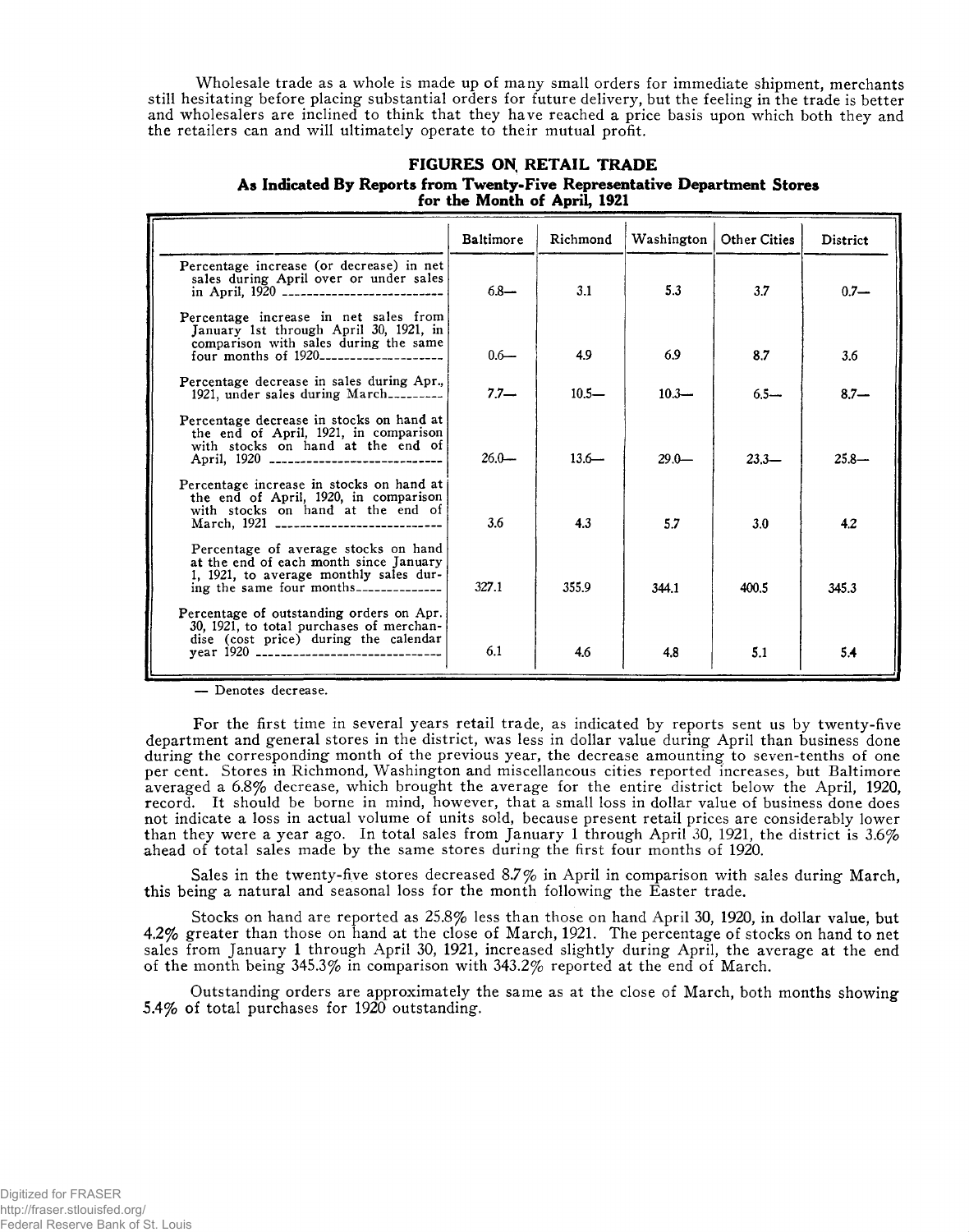Wholesale trade as a whole is made up of many small orders for immediate shipment, merchants still hesitating before placing substantial orders for future delivery, but the feeling in the trade is better and wholesalers are inclined to think that they have reached a price basis upon which both they and the retailers can and will ultimately operate to their mutual profit.

## FIGURES ON RETAIL TRADE

### As Indicated By Reports from Twenty-Five Representative Department Stores for the Month of April, 1921

| | Baltimore | Richmond | Washington | Other Cities | District |
|---|---|---|---|---|---|
| Percentage increase (or decrease) in net sales during April over or under sales in April, 1920 | 6.8— | 3.1 | 5.3 | 3.7 | 0.7— |
| Percentage increase in net sales from January 1st through April 30, 1921, in comparison with sales during the same four months of 1920 | 0.6— | 4.9 | 6.9 | 8.7 | 3.6 |
| Percentage decrease in sales during Apr., 1921, under sales during March | 7.7— | 10.5— | 10.3— | 6.5— | 8.7— |
| Percentage decrease in stocks on hand at the end of April, 1921, in comparison with stocks on hand at the end of April, 1920 | 26.0— | 13.6— | 29.0— | 23.3— | 25.8— |
| Percentage increase in stocks on hand at the end of April, 1920, in comparison with stocks on hand at the end of March, 1921 | 3.6 | 4.3 | 5.7 | 3.0 | 4.2 |
| Percentage of average stocks on hand at the end of each month since January 1, 1921, to average monthly sales during the same four months | 327.1 | 355.9 | 344.1 | 400.5 | 345.3 |
| Percentage of outstanding orders on Apr. 30, 1921, to total purchases of merchandise (cost price) during the calendar year 1920 | 6.1 | 4.6 | 4.8 | 5.1 | 5.4 |

— Denotes decrease.

For the first time in several years retail trade, as indicated by reports sent us by twenty-five department and general stores in the district, was less in dollar value during April than business done during the corresponding month of the previous year, the decrease amounting to seven-tenths of one per cent. Stores in Richmond, Washington and miscellaneous cities reported increases, but Baltimore averaged a 6.8% decrease, which brought the average for the entire district below the April, 1920, record. It should be borne in mind, however, that a small loss in dollar value of business done does not indicate a loss in actual volume of units sold, because present retail prices are considerably lower than they were a year ago. In total sales from January 1 through April 30, 1921, the district is 3.6% ahead of total sales made by the same stores during the first four months of 1920.

Sales in the twenty-five stores decreased 8.7% in April in comparison with sales during March, this being a natural and seasonal loss for the month following the Easter trade.

Stocks on hand are reported as 25.8% less than those on hand April 30, 1920, in dollar value, but 4.2% greater than those on hand at the close of March, 1921. The percentage of stocks on hand to net sales from January 1 through April 30, 1921, increased slightly during April, the average at the end of the month being 345.3% in comparison with 343.2% reported at the end of March.

Outstanding orders are approximately the same as at the close of March, both months showing 5.4% of total purchases for 1920 outstanding.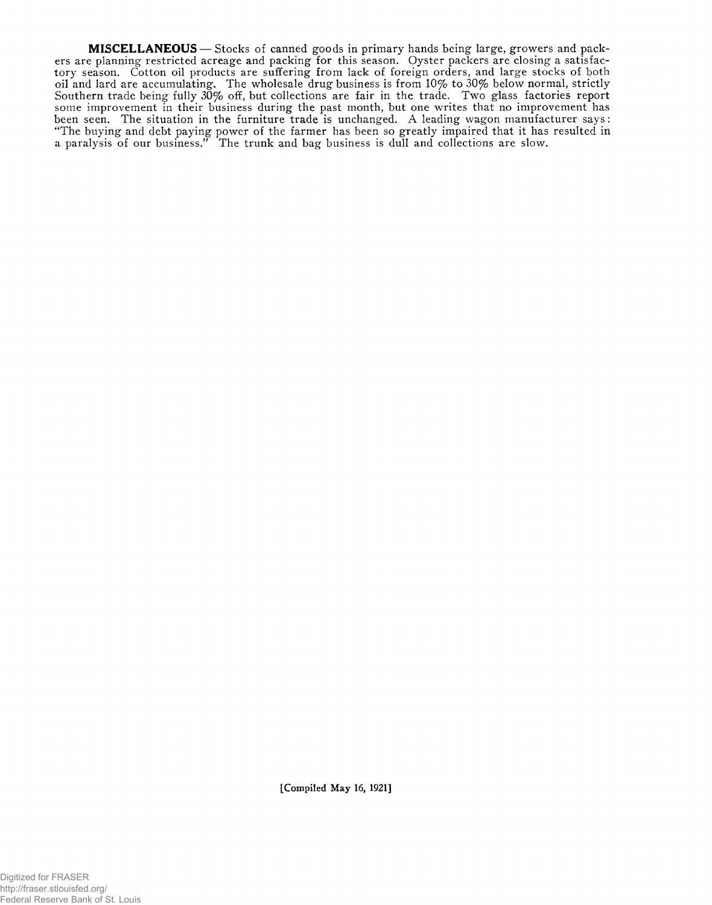**MISCELLANEOUS** — Stocks of canned goods in primary hands being large, growers and packers are planning restricted acreage and packing for this season. Oyster packers are closing a satisfactory season. Cotton oil products are suffering from lack of foreign orders, and large stocks of both oil and lard are accumulating. The wholesale drug business is from 10% to 30% below normal, strictly Southern trade being fully 30% off, but collections are fair in the trade. Two glass factories report some improvement in their business during the past month, but one writes that no improvement has been seen. The situation in the furniture trade is unchanged. A leading wagon manufacturer says: "The buying and debt paying power of the farmer has been so greatly impaired that it has resulted in a paralysis of our business." The trunk and bag business is dull and collections are slow.

[Compiled May 16, 1921]